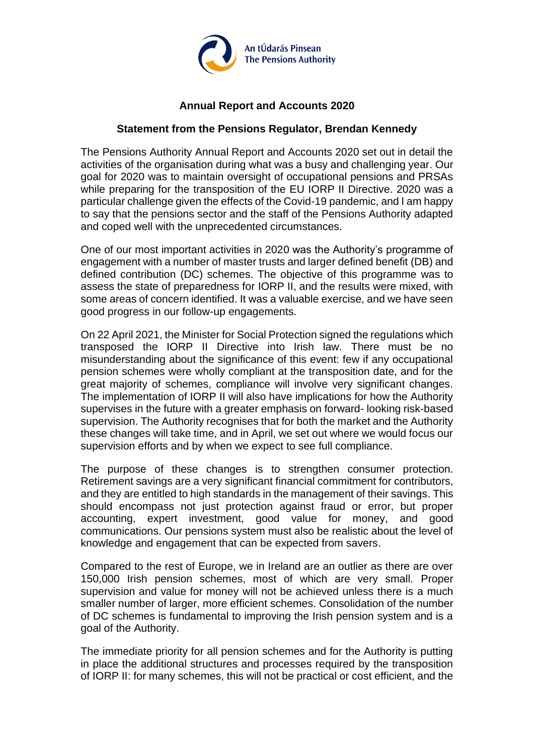An tÚdarás Pinsean
The Pensions Authority

## Annual Report and Accounts 2020

### Statement from the Pensions Regulator, Brendan Kennedy

The Pensions Authority Annual Report and Accounts 2020 set out in detail the activities of the organisation during what was a busy and challenging year. Our goal for 2020 was to maintain oversight of occupational pensions and PRSAs while preparing for the transposition of the EU IORP II Directive. 2020 was a particular challenge given the effects of the Covid-19 pandemic, and I am happy to say that the pensions sector and the staff of the Pensions Authority adapted and coped well with the unprecedented circumstances.

One of our most important activities in 2020 was the Authority's programme of engagement with a number of master trusts and larger defined benefit (DB) and defined contribution (DC) schemes. The objective of this programme was to assess the state of preparedness for IORP II, and the results were mixed, with some areas of concern identified. It was a valuable exercise, and we have seen good progress in our follow-up engagements.

On 22 April 2021, the Minister for Social Protection signed the regulations which transposed the IORP II Directive into Irish law. There must be no misunderstanding about the significance of this event: few if any occupational pension schemes were wholly compliant at the transposition date, and for the great majority of schemes, compliance will involve very significant changes. The implementation of IORP II will also have implications for how the Authority supervises in the future with a greater emphasis on forward- looking risk-based supervision. The Authority recognises that for both the market and the Authority these changes will take time, and in April, we set out where we would focus our supervision efforts and by when we expect to see full compliance.

The purpose of these changes is to strengthen consumer protection. Retirement savings are a very significant financial commitment for contributors, and they are entitled to high standards in the management of their savings. This should encompass not just protection against fraud or error, but proper accounting, expert investment, good value for money, and good communications. Our pensions system must also be realistic about the level of knowledge and engagement that can be expected from savers.

Compared to the rest of Europe, we in Ireland are an outlier as there are over 150,000 Irish pension schemes, most of which are very small. Proper supervision and value for money will not be achieved unless there is a much smaller number of larger, more efficient schemes. Consolidation of the number of DC schemes is fundamental to improving the Irish pension system and is a goal of the Authority.

The immediate priority for all pension schemes and for the Authority is putting in place the additional structures and processes required by the transposition of IORP II: for many schemes, this will not be practical or cost efficient, and the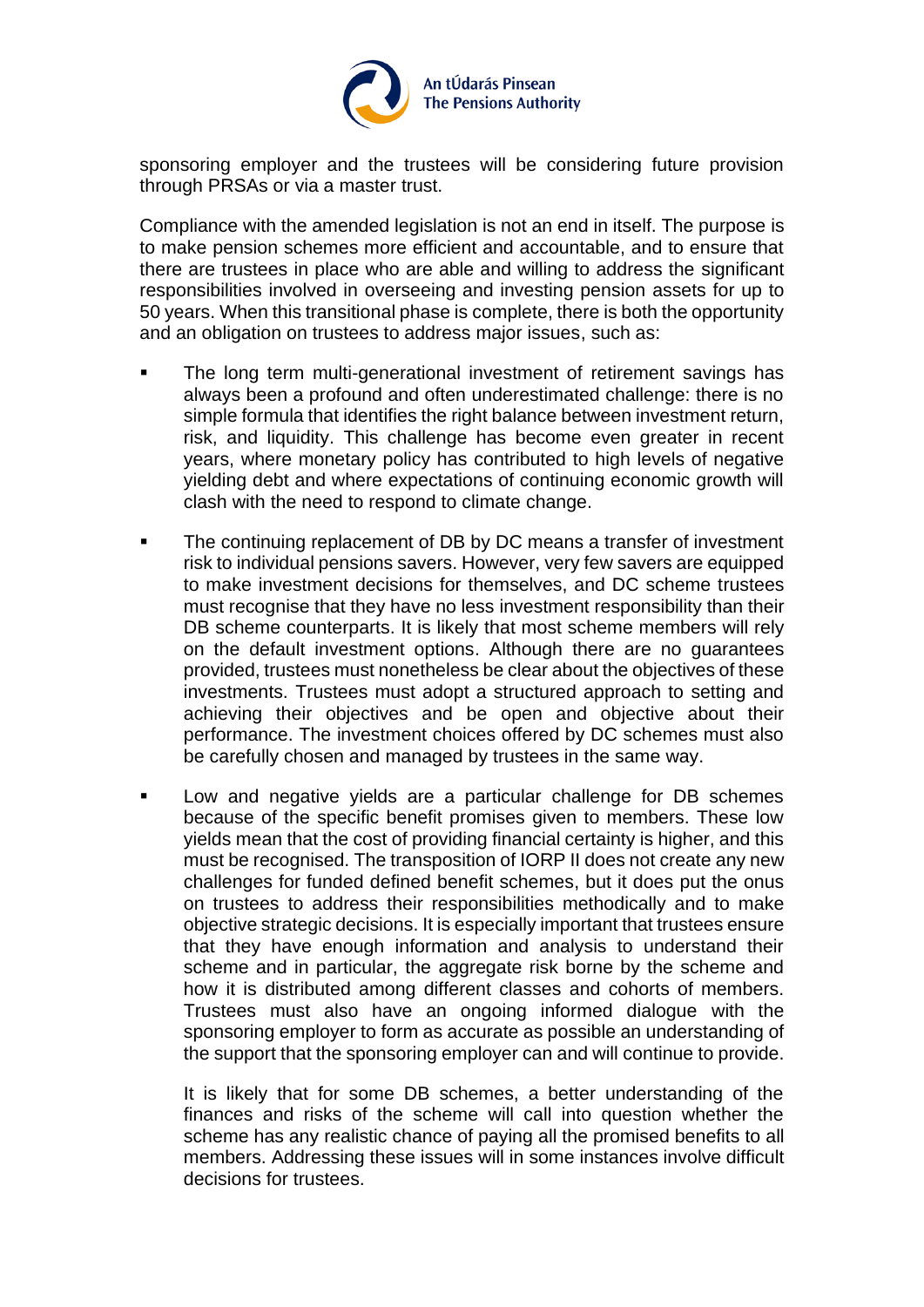sponsoring employer and the trustees will be considering future provision through PRSAs or via a master trust.

Compliance with the amended legislation is not an end in itself. The purpose is to make pension schemes more efficient and accountable, and to ensure that there are trustees in place who are able and willing to address the significant responsibilities involved in overseeing and investing pension assets for up to 50 years. When this transitional phase is complete, there is both the opportunity and an obligation on trustees to address major issues, such as:

- The long term multi-generational investment of retirement savings has always been a profound and often underestimated challenge: there is no simple formula that identifies the right balance between investment return, risk, and liquidity. This challenge has become even greater in recent years, where monetary policy has contributed to high levels of negative yielding debt and where expectations of continuing economic growth will clash with the need to respond to climate change.

- The continuing replacement of DB by DC means a transfer of investment risk to individual pensions savers. However, very few savers are equipped to make investment decisions for themselves, and DC scheme trustees must recognise that they have no less investment responsibility than their DB scheme counterparts. It is likely that most scheme members will rely on the default investment options. Although there are no guarantees provided, trustees must nonetheless be clear about the objectives of these investments. Trustees must adopt a structured approach to setting and achieving their objectives and be open and objective about their performance. The investment choices offered by DC schemes must also be carefully chosen and managed by trustees in the same way.

- Low and negative yields are a particular challenge for DB schemes because of the specific benefit promises given to members. These low yields mean that the cost of providing financial certainty is higher, and this must be recognised. The transposition of IORP II does not create any new challenges for funded defined benefit schemes, but it does put the onus on trustees to address their responsibilities methodically and to make objective strategic decisions. It is especially important that trustees ensure that they have enough information and analysis to understand their scheme and in particular, the aggregate risk borne by the scheme and how it is distributed among different classes and cohorts of members. Trustees must also have an ongoing informed dialogue with the sponsoring employer to form as accurate as possible an understanding of the support that the sponsoring employer can and will continue to provide.

  It is likely that for some DB schemes, a better understanding of the finances and risks of the scheme will call into question whether the scheme has any realistic chance of paying all the promised benefits to all members. Addressing these issues will in some instances involve difficult decisions for trustees.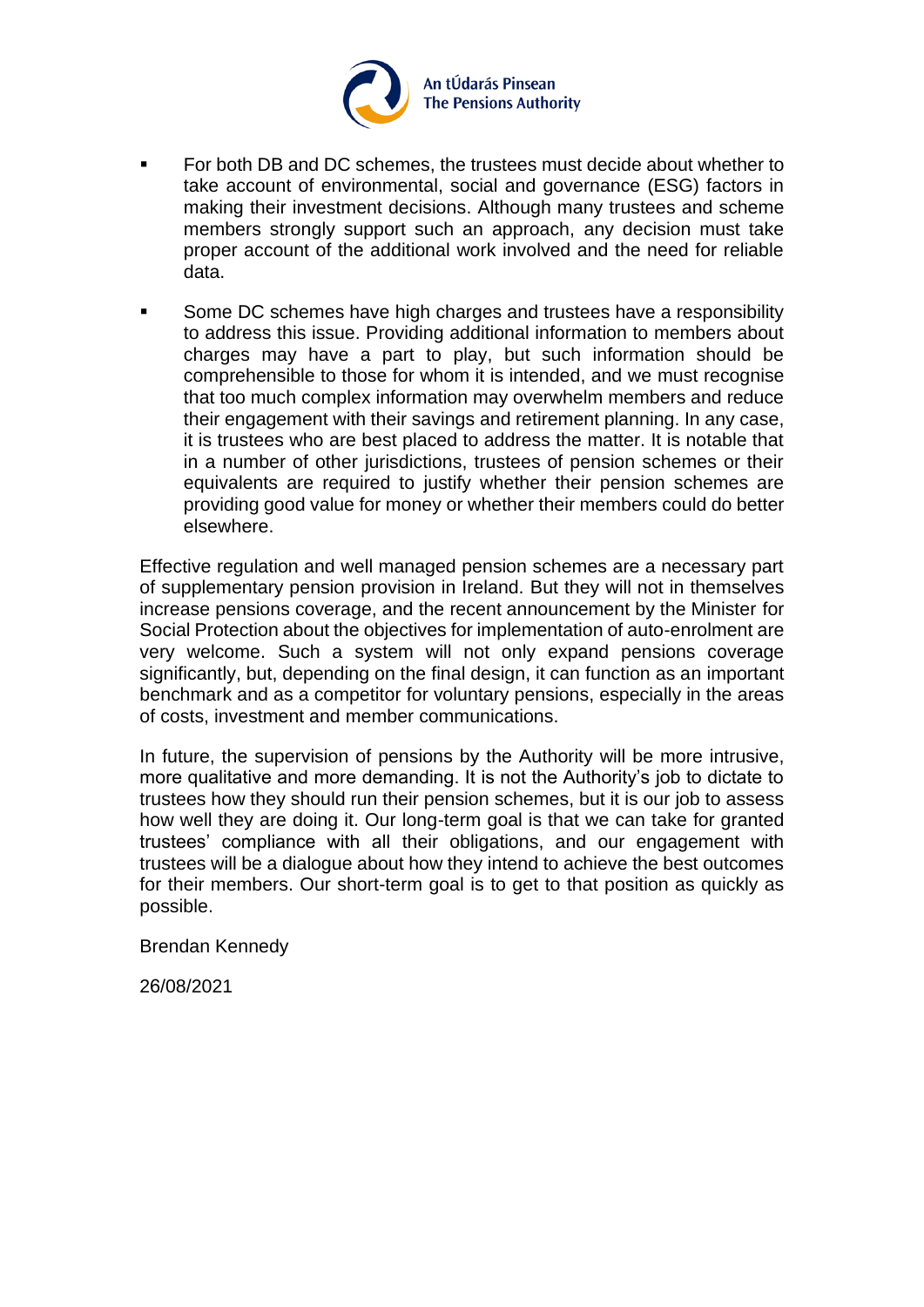- For both DB and DC schemes, the trustees must decide about whether to take account of environmental, social and governance (ESG) factors in making their investment decisions. Although many trustees and scheme members strongly support such an approach, any decision must take proper account of the additional work involved and the need for reliable data.

- Some DC schemes have high charges and trustees have a responsibility to address this issue. Providing additional information to members about charges may have a part to play, but such information should be comprehensible to those for whom it is intended, and we must recognise that too much complex information may overwhelm members and reduce their engagement with their savings and retirement planning. In any case, it is trustees who are best placed to address the matter. It is notable that in a number of other jurisdictions, trustees of pension schemes or their equivalents are required to justify whether their pension schemes are providing good value for money or whether their members could do better elsewhere.

Effective regulation and well managed pension schemes are a necessary part of supplementary pension provision in Ireland. But they will not in themselves increase pensions coverage, and the recent announcement by the Minister for Social Protection about the objectives for implementation of auto-enrolment are very welcome. Such a system will not only expand pensions coverage significantly, but, depending on the final design, it can function as an important benchmark and as a competitor for voluntary pensions, especially in the areas of costs, investment and member communications.

In future, the supervision of pensions by the Authority will be more intrusive, more qualitative and more demanding. It is not the Authority's job to dictate to trustees how they should run their pension schemes, but it is our job to assess how well they are doing it. Our long-term goal is that we can take for granted trustees' compliance with all their obligations, and our engagement with trustees will be a dialogue about how they intend to achieve the best outcomes for their members. Our short-term goal is to get to that position as quickly as possible.

Brendan Kennedy

26/08/2021